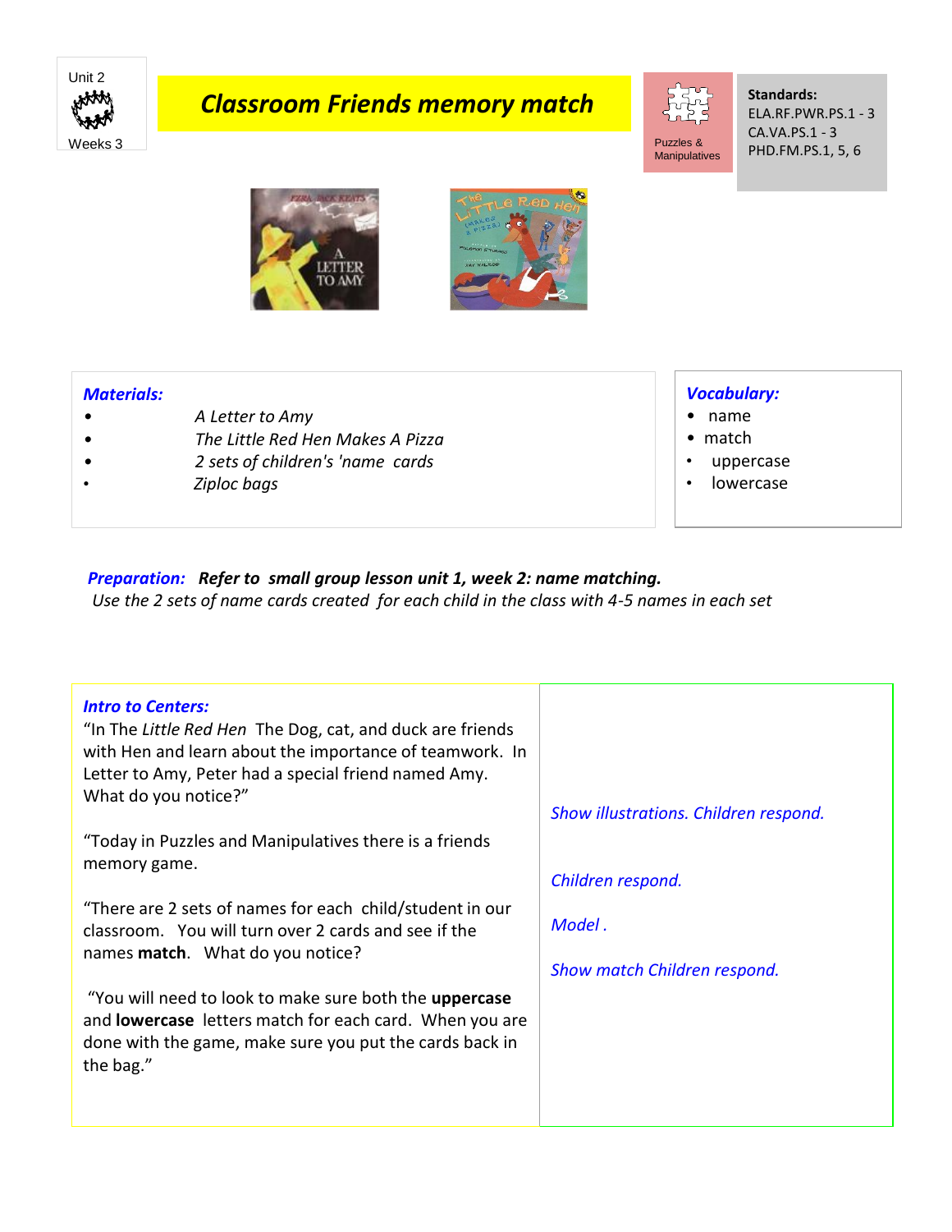Unit 2

Weeks 3

# Classroom Friends memory match

Puzzles & Manipulatives

**Standards:**
ELA.RF.PWR.PS.1 - 3
CA.VA.PS.1 - 3
PHD.FM.PS.1, 5, 6

***Materials:***

- *A Letter to Amy*
- *The Little Red Hen Makes A Pizza*
- *2 sets of children's 'name cards*
- *Ziploc bags*

***Vocabulary:***

- name
- match
- uppercase
- lowercase

***Preparation:*** ***Refer to small group lesson unit 1, week 2: name matching.***
*Use the 2 sets of name cards created for each child in the class with 4-5 names in each set*

***Intro to Centers:***

| | |
|---|---|
| "In The *Little Red Hen* The Dog, cat, and duck are friends with Hen and learn about the importance of teamwork. In Letter to Amy, Peter had a special friend named Amy. What do you notice?" | *Show illustrations. Children respond.* |
| "Today in Puzzles and Manipulatives there is a friends memory game. | *Children respond.* |
| "There are 2 sets of names for each child/student in our classroom. You will turn over 2 cards and see if the names **match**. What do you notice? | *Model .* <br> *Show match Children respond.* |
| "You will need to look to make sure both the **uppercase** and **lowercase** letters match for each card. When you are done with the game, make sure you put the cards back in the bag." | |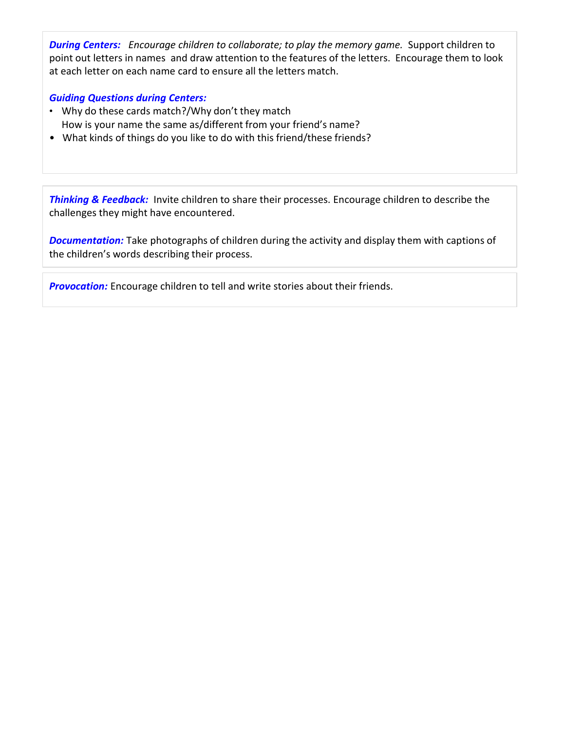***During Centers:*** *Encourage children to collaborate; to play the memory game.* Support children to point out letters in names and draw attention to the features of the letters. Encourage them to look at each letter on each name card to ensure all the letters match.

***Guiding Questions during Centers:***

- Why do these cards match?/Why don't they match
  How is your name the same as/different from your friend's name?
- What kinds of things do you like to do with this friend/these friends?

***Thinking & Feedback:*** Invite children to share their processes. Encourage children to describe the challenges they might have encountered.

***Documentation:*** Take photographs of children during the activity and display them with captions of the children's words describing their process.

***Provocation:*** Encourage children to tell and write stories about their friends.